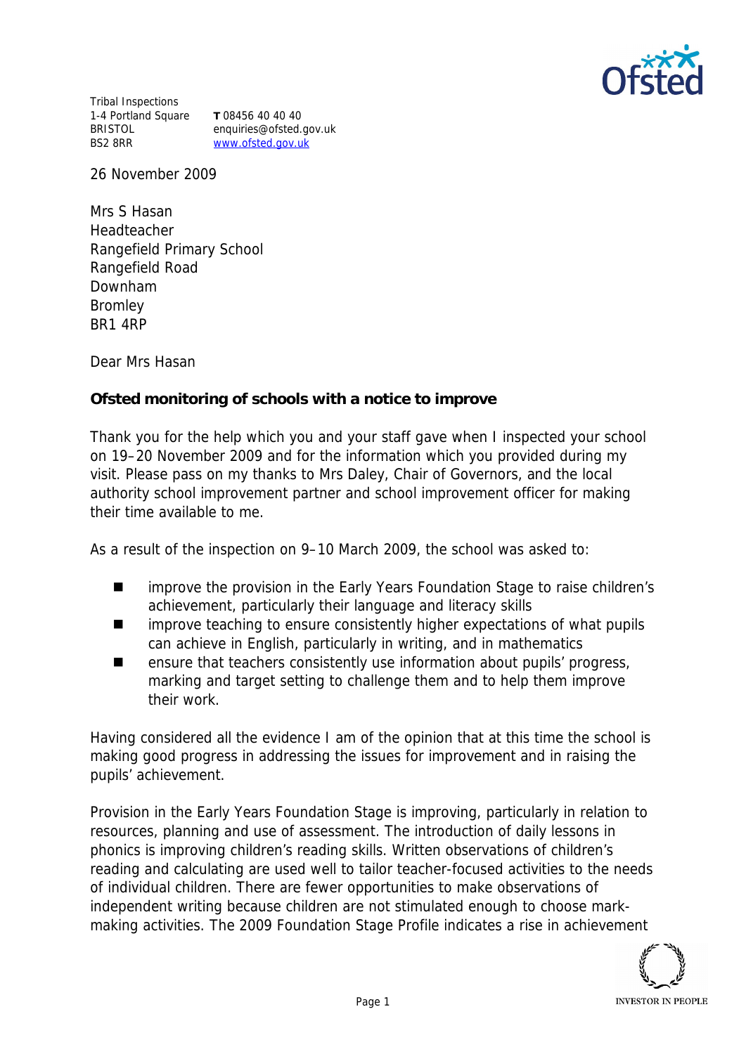Tribal Inspections
1-4 Portland Square
BRISTOL
BS2 8RR

**T** 08456 40 40 40
enquiries@ofsted.gov.uk
www.ofsted.gov.uk

26 November 2009

Mrs S Hasan
Headteacher
Rangefield Primary School
Rangefield Road
Downham
Bromley
BR1 4RP

Dear Mrs Hasan

**Ofsted monitoring of schools with a notice to improve**

Thank you for the help which you and your staff gave when I inspected your school on 19–20 November 2009 and for the information which you provided during my visit. Please pass on my thanks to Mrs Daley, Chair of Governors, and the local authority school improvement partner and school improvement officer for making their time available to me.

As a result of the inspection on 9–10 March 2009, the school was asked to:

- improve the provision in the Early Years Foundation Stage to raise children's achievement, particularly their language and literacy skills
- improve teaching to ensure consistently higher expectations of what pupils can achieve in English, particularly in writing, and in mathematics
- ensure that teachers consistently use information about pupils' progress, marking and target setting to challenge them and to help them improve their work.

Having considered all the evidence I am of the opinion that at this time the school is making good progress in addressing the issues for improvement and in raising the pupils' achievement.

Provision in the Early Years Foundation Stage is improving, particularly in relation to resources, planning and use of assessment. The introduction of daily lessons in phonics is improving children's reading skills. Written observations of children's reading and calculating are used well to tailor teacher-focused activities to the needs of individual children. There are fewer opportunities to make observations of independent writing because children are not stimulated enough to choose mark-making activities. The 2009 Foundation Stage Profile indicates a rise in achievement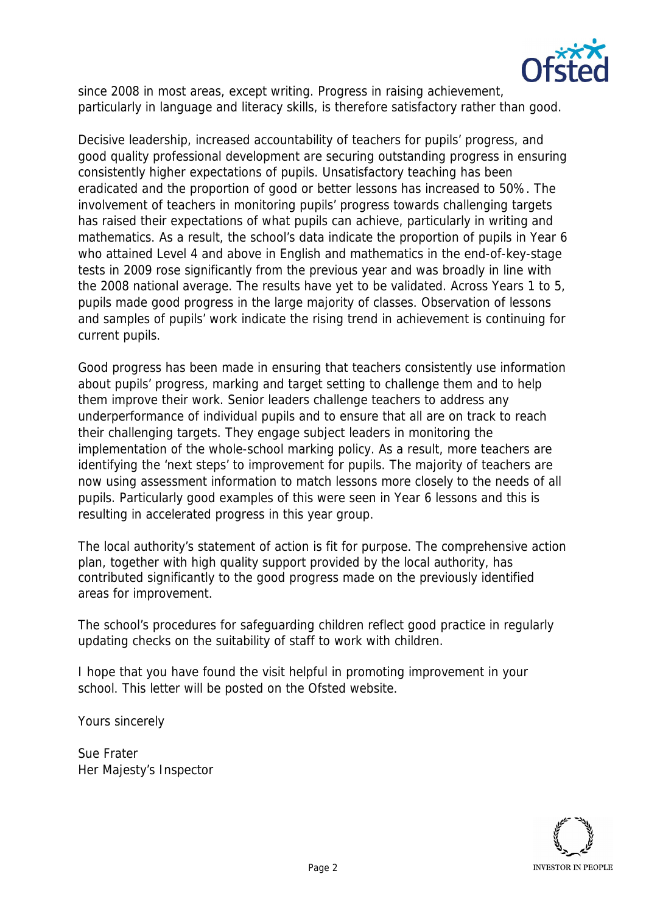since 2008 in most areas, except writing. Progress in raising achievement, particularly in language and literacy skills, is therefore satisfactory rather than good.

Decisive leadership, increased accountability of teachers for pupils' progress, and good quality professional development are securing outstanding progress in ensuring consistently higher expectations of pupils. Unsatisfactory teaching has been eradicated and the proportion of good or better lessons has increased to 50%. The involvement of teachers in monitoring pupils' progress towards challenging targets has raised their expectations of what pupils can achieve, particularly in writing and mathematics. As a result, the school's data indicate the proportion of pupils in Year 6 who attained Level 4 and above in English and mathematics in the end-of-key-stage tests in 2009 rose significantly from the previous year and was broadly in line with the 2008 national average. The results have yet to be validated. Across Years 1 to 5, pupils made good progress in the large majority of classes. Observation of lessons and samples of pupils' work indicate the rising trend in achievement is continuing for current pupils.

Good progress has been made in ensuring that teachers consistently use information about pupils' progress, marking and target setting to challenge them and to help them improve their work. Senior leaders challenge teachers to address any underperformance of individual pupils and to ensure that all are on track to reach their challenging targets. They engage subject leaders in monitoring the implementation of the whole-school marking policy. As a result, more teachers are identifying the 'next steps' to improvement for pupils. The majority of teachers are now using assessment information to match lessons more closely to the needs of all pupils. Particularly good examples of this were seen in Year 6 lessons and this is resulting in accelerated progress in this year group.

The local authority's statement of action is fit for purpose. The comprehensive action plan, together with high quality support provided by the local authority, has contributed significantly to the good progress made on the previously identified areas for improvement.

The school's procedures for safeguarding children reflect good practice in regularly updating checks on the suitability of staff to work with children.

I hope that you have found the visit helpful in promoting improvement in your school. This letter will be posted on the Ofsted website.

Yours sincerely

Sue Frater
Her Majesty's Inspector